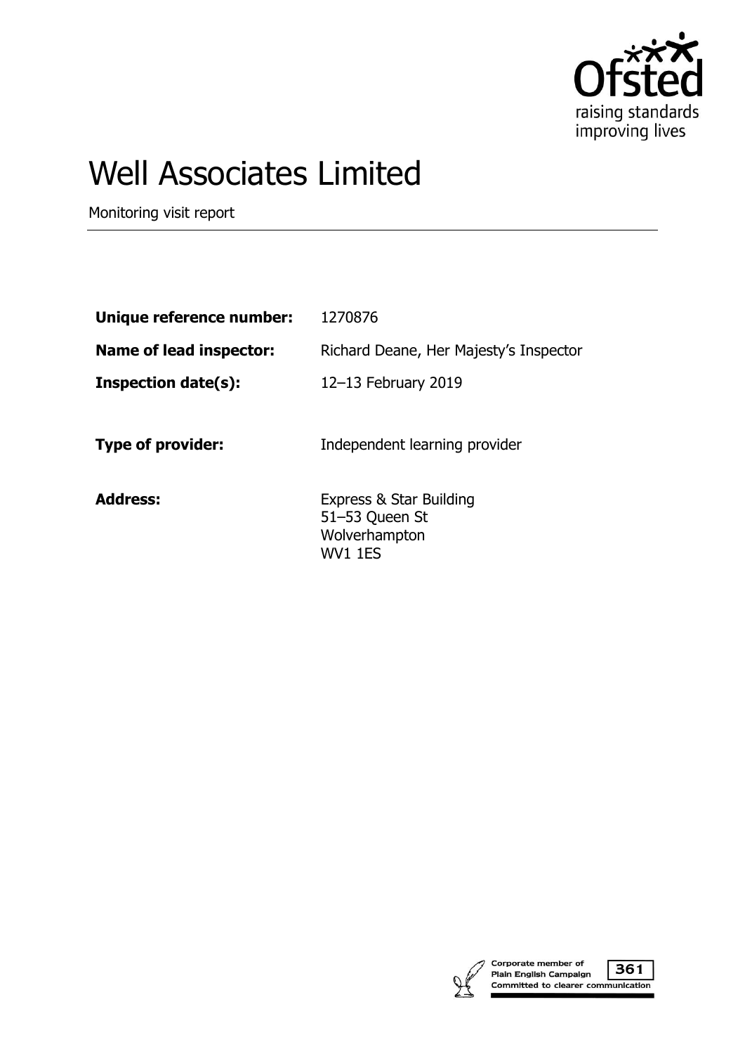# Well Associates Limited

Monitoring visit report

| | |
|---|---|
| **Unique reference number:** | 1270876 |
| **Name of lead inspector:** | Richard Deane, Her Majesty's Inspector |
| **Inspection date(s):** | 12–13 February 2019 |
| **Type of provider:** | Independent learning provider |
| **Address:** | Express & Star Building<br>51–53 Queen St<br>Wolverhampton<br>WV1 1ES |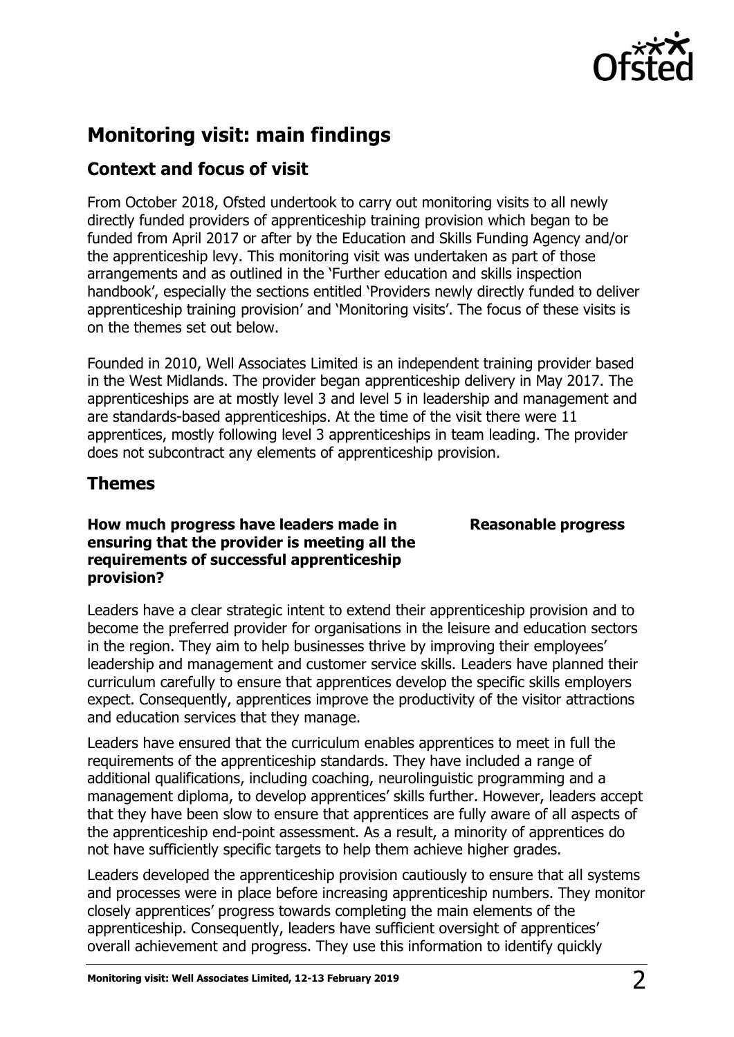## Monitoring visit: main findings

### Context and focus of visit

From October 2018, Ofsted undertook to carry out monitoring visits to all newly directly funded providers of apprenticeship training provision which began to be funded from April 2017 or after by the Education and Skills Funding Agency and/or the apprenticeship levy. This monitoring visit was undertaken as part of those arrangements and as outlined in the 'Further education and skills inspection handbook', especially the sections entitled 'Providers newly directly funded to deliver apprenticeship training provision' and 'Monitoring visits'. The focus of these visits is on the themes set out below.

Founded in 2010, Well Associates Limited is an independent training provider based in the West Midlands. The provider began apprenticeship delivery in May 2017. The apprenticeships are at mostly level 3 and level 5 in leadership and management and are standards-based apprenticeships. At the time of the visit there were 11 apprentices, mostly following level 3 apprenticeships in team leading. The provider does not subcontract any elements of apprenticeship provision.

### Themes

**How much progress have leaders made in ensuring that the provider is meeting all the requirements of successful apprenticeship provision?** **Reasonable progress**

Leaders have a clear strategic intent to extend their apprenticeship provision and to become the preferred provider for organisations in the leisure and education sectors in the region. They aim to help businesses thrive by improving their employees' leadership and management and customer service skills. Leaders have planned their curriculum carefully to ensure that apprentices develop the specific skills employers expect. Consequently, apprentices improve the productivity of the visitor attractions and education services that they manage.

Leaders have ensured that the curriculum enables apprentices to meet in full the requirements of the apprenticeship standards. They have included a range of additional qualifications, including coaching, neurolinguistic programming and a management diploma, to develop apprentices' skills further. However, leaders accept that they have been slow to ensure that apprentices are fully aware of all aspects of the apprenticeship end-point assessment. As a result, a minority of apprentices do not have sufficiently specific targets to help them achieve higher grades.

Leaders developed the apprenticeship provision cautiously to ensure that all systems and processes were in place before increasing apprenticeship numbers. They monitor closely apprentices' progress towards completing the main elements of the apprenticeship. Consequently, leaders have sufficient oversight of apprentices' overall achievement and progress. They use this information to identify quickly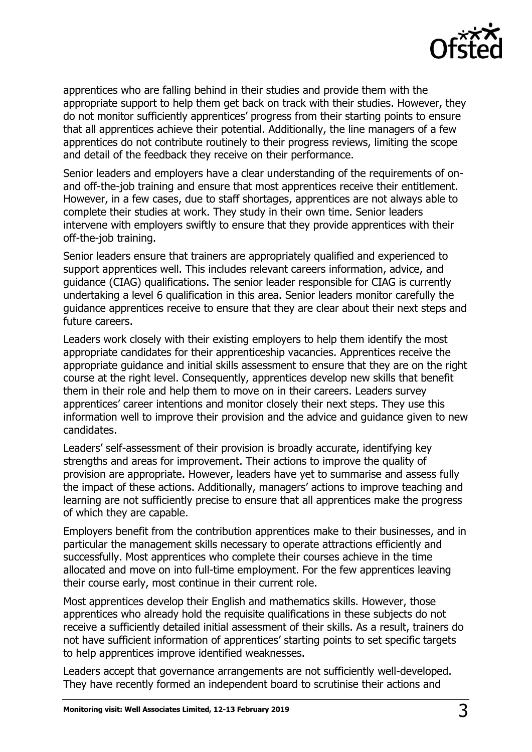apprentices who are falling behind in their studies and provide them with the appropriate support to help them get back on track with their studies. However, they do not monitor sufficiently apprentices' progress from their starting points to ensure that all apprentices achieve their potential. Additionally, the line managers of a few apprentices do not contribute routinely to their progress reviews, limiting the scope and detail of the feedback they receive on their performance.

Senior leaders and employers have a clear understanding of the requirements of on- and off-the-job training and ensure that most apprentices receive their entitlement. However, in a few cases, due to staff shortages, apprentices are not always able to complete their studies at work. They study in their own time. Senior leaders intervene with employers swiftly to ensure that they provide apprentices with their off-the-job training.

Senior leaders ensure that trainers are appropriately qualified and experienced to support apprentices well. This includes relevant careers information, advice, and guidance (CIAG) qualifications. The senior leader responsible for CIAG is currently undertaking a level 6 qualification in this area. Senior leaders monitor carefully the guidance apprentices receive to ensure that they are clear about their next steps and future careers.

Leaders work closely with their existing employers to help them identify the most appropriate candidates for their apprenticeship vacancies. Apprentices receive the appropriate guidance and initial skills assessment to ensure that they are on the right course at the right level. Consequently, apprentices develop new skills that benefit them in their role and help them to move on in their careers. Leaders survey apprentices' career intentions and monitor closely their next steps. They use this information well to improve their provision and the advice and guidance given to new candidates.

Leaders' self-assessment of their provision is broadly accurate, identifying key strengths and areas for improvement. Their actions to improve the quality of provision are appropriate. However, leaders have yet to summarise and assess fully the impact of these actions. Additionally, managers' actions to improve teaching and learning are not sufficiently precise to ensure that all apprentices make the progress of which they are capable.

Employers benefit from the contribution apprentices make to their businesses, and in particular the management skills necessary to operate attractions efficiently and successfully. Most apprentices who complete their courses achieve in the time allocated and move on into full-time employment. For the few apprentices leaving their course early, most continue in their current role.

Most apprentices develop their English and mathematics skills. However, those apprentices who already hold the requisite qualifications in these subjects do not receive a sufficiently detailed initial assessment of their skills. As a result, trainers do not have sufficient information of apprentices' starting points to set specific targets to help apprentices improve identified weaknesses.

Leaders accept that governance arrangements are not sufficiently well-developed. They have recently formed an independent board to scrutinise their actions and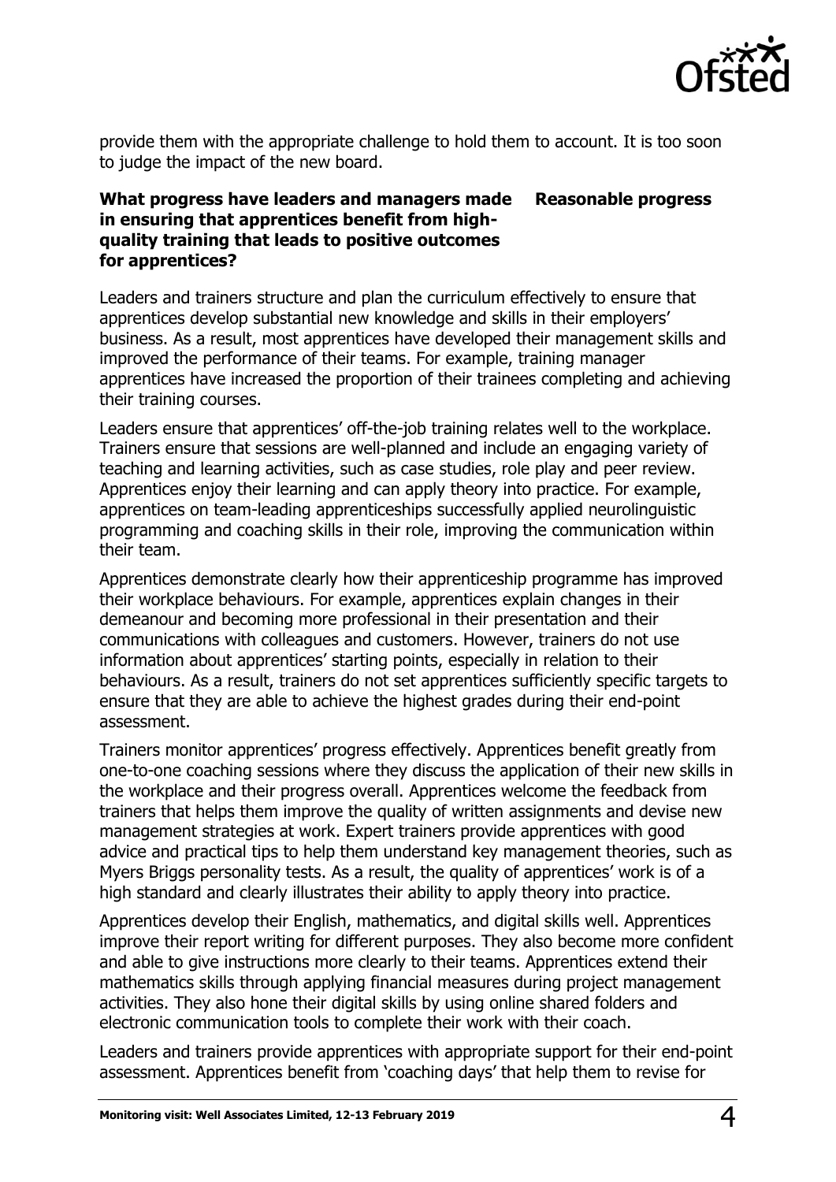provide them with the appropriate challenge to hold them to account. It is too soon to judge the impact of the new board.

| **What progress have leaders and managers made in ensuring that apprentices benefit from high-quality training that leads to positive outcomes for apprentices?** | **Reasonable progress** |
| --- | --- |

Leaders and trainers structure and plan the curriculum effectively to ensure that apprentices develop substantial new knowledge and skills in their employers' business. As a result, most apprentices have developed their management skills and improved the performance of their teams. For example, training manager apprentices have increased the proportion of their trainees completing and achieving their training courses.

Leaders ensure that apprentices' off-the-job training relates well to the workplace. Trainers ensure that sessions are well-planned and include an engaging variety of teaching and learning activities, such as case studies, role play and peer review. Apprentices enjoy their learning and can apply theory into practice. For example, apprentices on team-leading apprenticeships successfully applied neurolinguistic programming and coaching skills in their role, improving the communication within their team.

Apprentices demonstrate clearly how their apprenticeship programme has improved their workplace behaviours. For example, apprentices explain changes in their demeanour and becoming more professional in their presentation and their communications with colleagues and customers. However, trainers do not use information about apprentices' starting points, especially in relation to their behaviours. As a result, trainers do not set apprentices sufficiently specific targets to ensure that they are able to achieve the highest grades during their end-point assessment.

Trainers monitor apprentices' progress effectively. Apprentices benefit greatly from one-to-one coaching sessions where they discuss the application of their new skills in the workplace and their progress overall. Apprentices welcome the feedback from trainers that helps them improve the quality of written assignments and devise new management strategies at work. Expert trainers provide apprentices with good advice and practical tips to help them understand key management theories, such as Myers Briggs personality tests. As a result, the quality of apprentices' work is of a high standard and clearly illustrates their ability to apply theory into practice.

Apprentices develop their English, mathematics, and digital skills well. Apprentices improve their report writing for different purposes. They also become more confident and able to give instructions more clearly to their teams. Apprentices extend their mathematics skills through applying financial measures during project management activities. They also hone their digital skills by using online shared folders and electronic communication tools to complete their work with their coach.

Leaders and trainers provide apprentices with appropriate support for their end-point assessment. Apprentices benefit from 'coaching days' that help them to revise for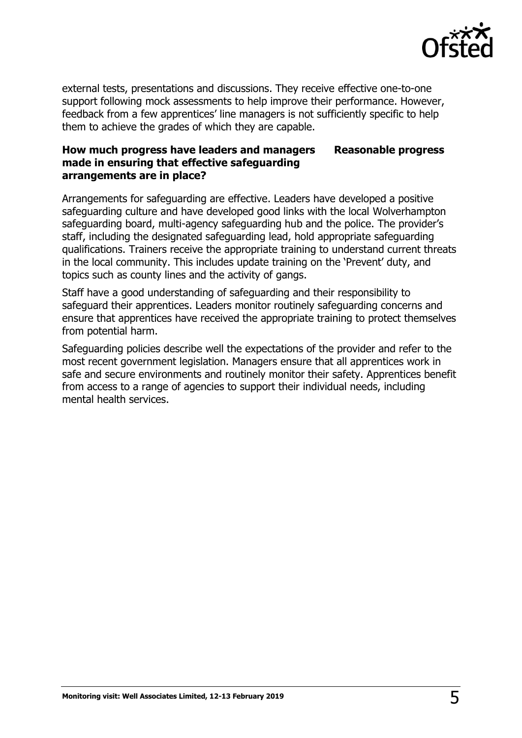external tests, presentations and discussions. They receive effective one-to-one support following mock assessments to help improve their performance. However, feedback from a few apprentices' line managers is not sufficiently specific to help them to achieve the grades of which they are capable.

**How much progress have leaders and managers made in ensuring that effective safeguarding arrangements are in place?** **Reasonable progress**

Arrangements for safeguarding are effective. Leaders have developed a positive safeguarding culture and have developed good links with the local Wolverhampton safeguarding board, multi-agency safeguarding hub and the police. The provider's staff, including the designated safeguarding lead, hold appropriate safeguarding qualifications. Trainers receive the appropriate training to understand current threats in the local community. This includes update training on the 'Prevent' duty, and topics such as county lines and the activity of gangs.

Staff have a good understanding of safeguarding and their responsibility to safeguard their apprentices. Leaders monitor routinely safeguarding concerns and ensure that apprentices have received the appropriate training to protect themselves from potential harm.

Safeguarding policies describe well the expectations of the provider and refer to the most recent government legislation. Managers ensure that all apprentices work in safe and secure environments and routinely monitor their safety. Apprentices benefit from access to a range of agencies to support their individual needs, including mental health services.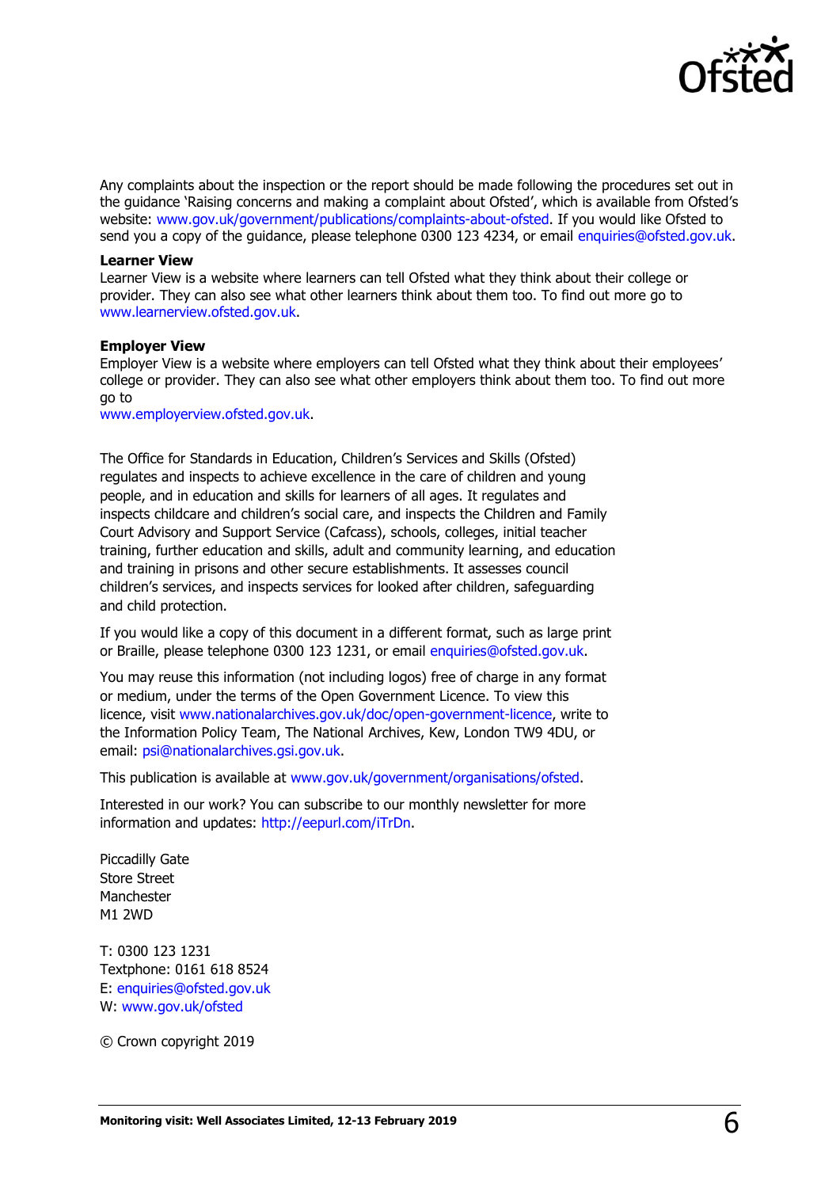Any complaints about the inspection or the report should be made following the procedures set out in the guidance 'Raising concerns and making a complaint about Ofsted', which is available from Ofsted's website: www.gov.uk/government/publications/complaints-about-ofsted. If you would like Ofsted to send you a copy of the guidance, please telephone 0300 123 4234, or email enquiries@ofsted.gov.uk.

**Learner View**
Learner View is a website where learners can tell Ofsted what they think about their college or provider. They can also see what other learners think about them too. To find out more go to www.learnerview.ofsted.gov.uk.

**Employer View**
Employer View is a website where employers can tell Ofsted what they think about their employees' college or provider. They can also see what other employers think about them too. To find out more go to
www.employerview.ofsted.gov.uk.

The Office for Standards in Education, Children's Services and Skills (Ofsted) regulates and inspects to achieve excellence in the care of children and young people, and in education and skills for learners of all ages. It regulates and inspects childcare and children's social care, and inspects the Children and Family Court Advisory and Support Service (Cafcass), schools, colleges, initial teacher training, further education and skills, adult and community learning, and education and training in prisons and other secure establishments. It assesses council children's services, and inspects services for looked after children, safeguarding and child protection.

If you would like a copy of this document in a different format, such as large print or Braille, please telephone 0300 123 1231, or email enquiries@ofsted.gov.uk.

You may reuse this information (not including logos) free of charge in any format or medium, under the terms of the Open Government Licence. To view this licence, visit www.nationalarchives.gov.uk/doc/open-government-licence, write to the Information Policy Team, The National Archives, Kew, London TW9 4DU, or email: psi@nationalarchives.gsi.gov.uk.

This publication is available at www.gov.uk/government/organisations/ofsted.

Interested in our work? You can subscribe to our monthly newsletter for more information and updates: http://eepurl.com/iTrDn.

Piccadilly Gate
Store Street
Manchester
M1 2WD

T: 0300 123 1231
Textphone: 0161 618 8524
E: enquiries@ofsted.gov.uk
W: www.gov.uk/ofsted

© Crown copyright 2019